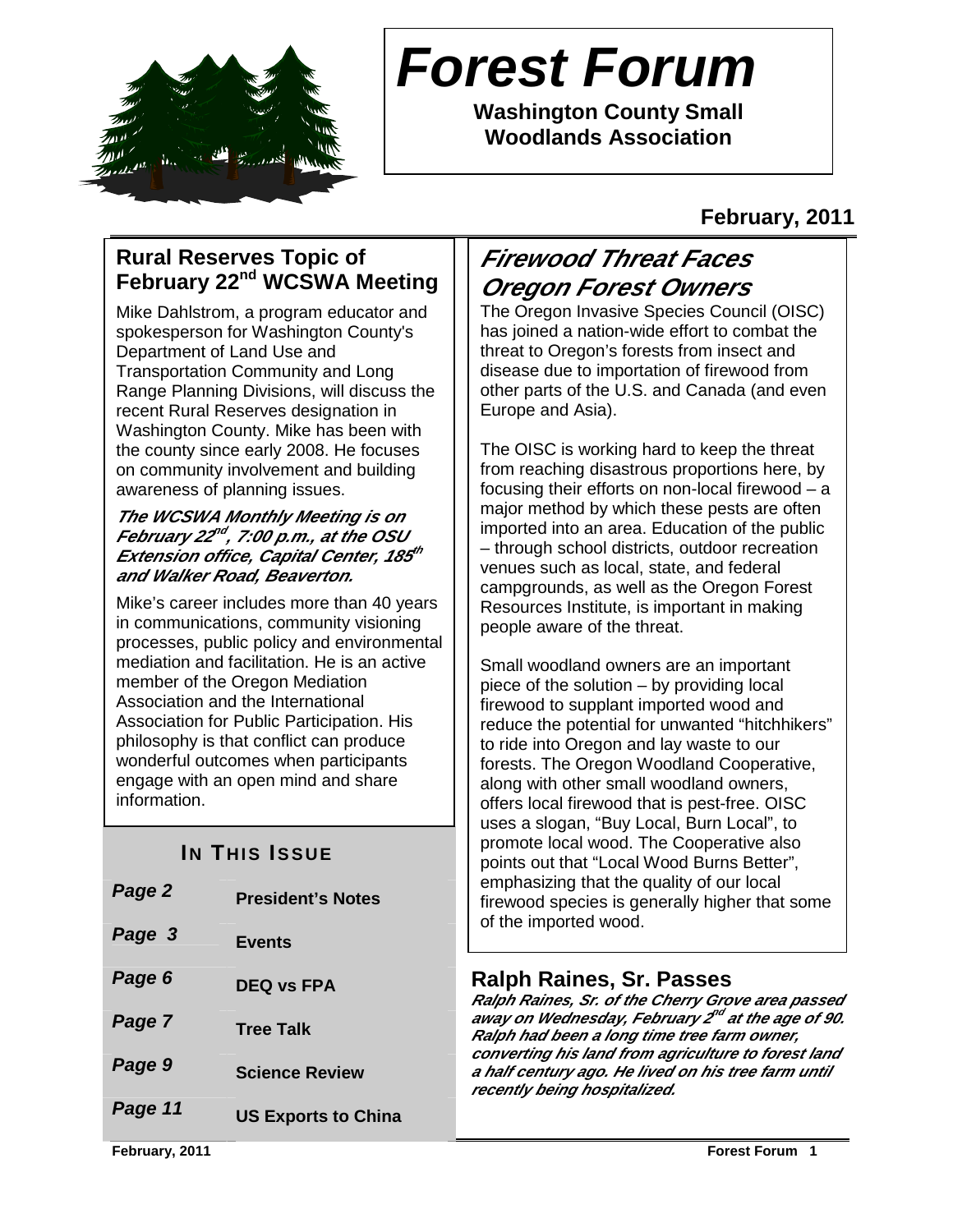# Forest Forum

**Washington County Small Woodlands Association**

**February, 2011**

## Rural Reserves Topic of February 22nd WCSWA Meeting

Mike Dahlstrom, a program educator and spokesperson for Washington County's Department of Land Use and Transportation Community and Long Range Planning Divisions, will discuss the recent Rural Reserves designation in Washington County. Mike has been with the county since early 2008. He focuses on community involvement and building awareness of planning issues.

***The WCSWA Monthly Meeting is on February 22nd, 7:00 p.m., at the OSU Extension office, Capital Center, 185th and Walker Road, Beaverton.***

Mike's career includes more than 40 years in communications, community visioning processes, public policy and environmental mediation and facilitation. He is an active member of the Oregon Mediation Association and the International Association for Public Participation. His philosophy is that conflict can produce wonderful outcomes when participants engage with an open mind and share information.

### In This Issue

| | |
|---|---|
| *Page 2* | President's Notes |
| *Page 3* | Events |
| *Page 6* | DEQ vs FPA |
| *Page 7* | Tree Talk |
| *Page 9* | Science Review |
| *Page 11* | US Exports to China |

## *Firewood Threat Faces Oregon Forest Owners*

The Oregon Invasive Species Council (OISC) has joined a nation-wide effort to combat the threat to Oregon's forests from insect and disease due to importation of firewood from other parts of the U.S. and Canada (and even Europe and Asia).

The OISC is working hard to keep the threat from reaching disastrous proportions here, by focusing their efforts on non-local firewood – a major method by which these pests are often imported into an area. Education of the public – through school districts, outdoor recreation venues such as local, state, and federal campgrounds, as well as the Oregon Forest Resources Institute, is important in making people aware of the threat.

Small woodland owners are an important piece of the solution – by providing local firewood to supplant imported wood and reduce the potential for unwanted "hitchhikers" to ride into Oregon and lay waste to our forests. The Oregon Woodland Cooperative, along with other small woodland owners, offers local firewood that is pest-free. OISC uses a slogan, "Buy Local, Burn Local", to promote local wood. The Cooperative also points out that "Local Wood Burns Better", emphasizing that the quality of our local firewood species is generally higher that some of the imported wood.

## Ralph Raines, Sr. Passes

***Ralph Raines, Sr. of the Cherry Grove area passed away on Wednesday, February 2nd at the age of 90. Ralph had been a long time tree farm owner, converting his land from agriculture to forest land a half century ago. He lived on his tree farm until recently being hospitalized.***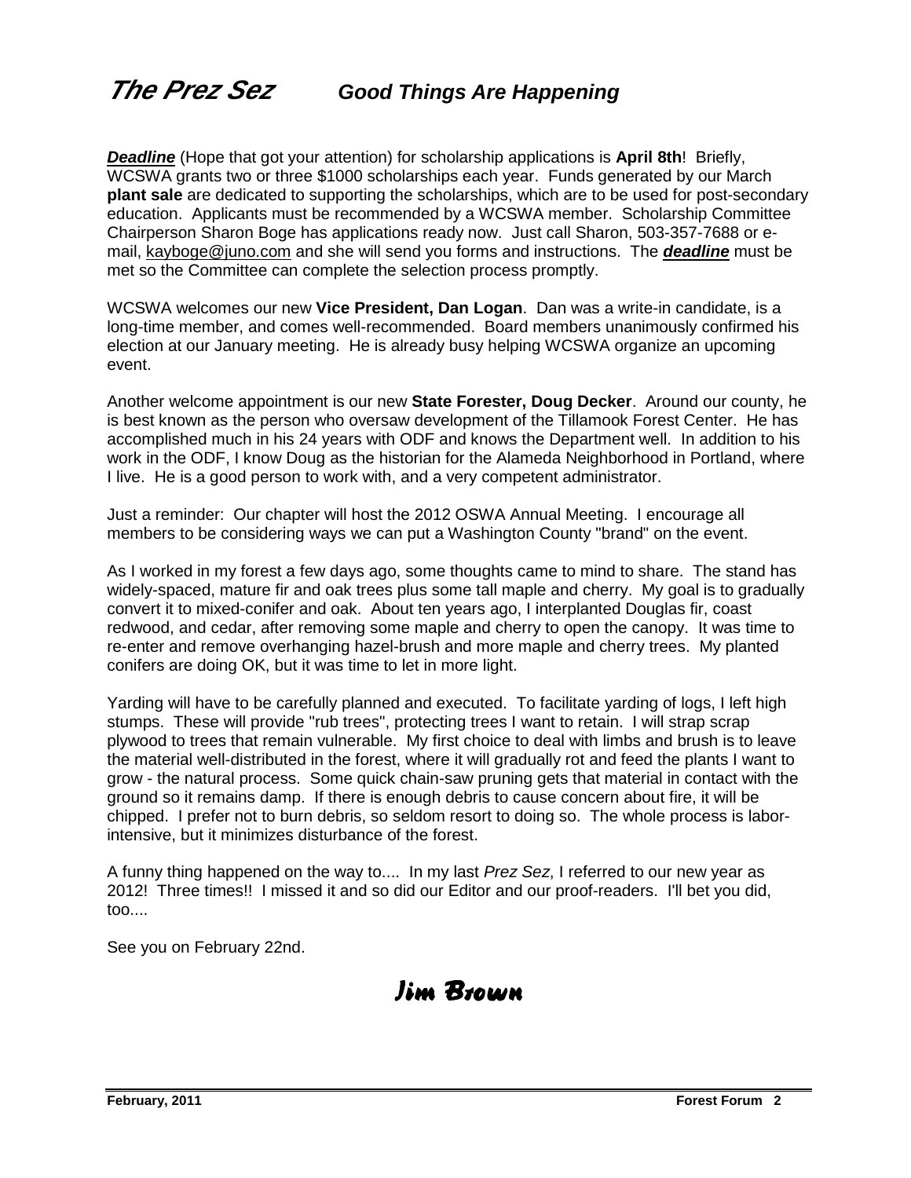# *The Prez Sez* **Good Things Are Happening**

***Deadline*** (Hope that got your attention) for scholarship applications is **April 8th**! Briefly, WCSWA grants two or three $1000 scholarships each year. Funds generated by our March **plant sale** are dedicated to supporting the scholarships, which are to be used for post-secondary education. Applicants must be recommended by a WCSWA member. Scholarship Committee Chairperson Sharon Boge has applications ready now. Just call Sharon, 503-357-7688 or e-mail, kayboge@juno.com and she will send you forms and instructions. The ***deadline*** must be met so the Committee can complete the selection process promptly.

WCSWA welcomes our new **Vice President, Dan Logan**. Dan was a write-in candidate, is a long-time member, and comes well-recommended. Board members unanimously confirmed his election at our January meeting. He is already busy helping WCSWA organize an upcoming event.

Another welcome appointment is our new **State Forester, Doug Decker**. Around our county, he is best known as the person who oversaw development of the Tillamook Forest Center. He has accomplished much in his 24 years with ODF and knows the Department well. In addition to his work in the ODF, I know Doug as the historian for the Alameda Neighborhood in Portland, where I live. He is a good person to work with, and a very competent administrator.

Just a reminder: Our chapter will host the 2012 OSWA Annual Meeting. I encourage all members to be considering ways we can put a Washington County "brand" on the event.

As I worked in my forest a few days ago, some thoughts came to mind to share. The stand has widely-spaced, mature fir and oak trees plus some tall maple and cherry. My goal is to gradually convert it to mixed-conifer and oak. About ten years ago, I interplanted Douglas fir, coast redwood, and cedar, after removing some maple and cherry to open the canopy. It was time to re-enter and remove overhanging hazel-brush and more maple and cherry trees. My planted conifers are doing OK, but it was time to let in more light.

Yarding will have to be carefully planned and executed. To facilitate yarding of logs, I left high stumps. These will provide "rub trees", protecting trees I want to retain. I will strap scrap plywood to trees that remain vulnerable. My first choice to deal with limbs and brush is to leave the material well-distributed in the forest, where it will gradually rot and feed the plants I want to grow - the natural process. Some quick chain-saw pruning gets that material in contact with the ground so it remains damp. If there is enough debris to cause concern about fire, it will be chipped. I prefer not to burn debris, so seldom resort to doing so. The whole process is labor-intensive, but it minimizes disturbance of the forest.

A funny thing happened on the way to.... In my last *Prez Sez*, I referred to our new year as 2012! Three times!! I missed it and so did our Editor and our proof-readers. I'll bet you did, too....

See you on February 22nd.

*Jim Brown*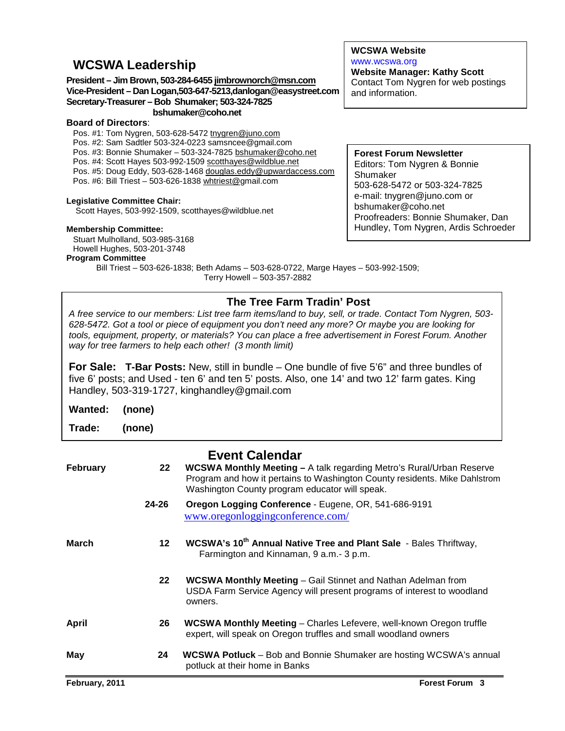## WCSWA Leadership

**President – Jim Brown, 503-284-6455 jimbrownorch@msn.com**
**Vice-President – Dan Logan,503-647-5213,danlogan@easystreet.com**
**Secretary-Treasurer – Bob Shumaker; 503-324-7825 bshumaker@coho.net**

**Board of Directors**:

Pos. #1: Tom Nygren, 503-628-5472 tnygren@juno.com
Pos. #2: Sam Sadtler 503-324-0223 samsncee@gmail.com
Pos. #3: Bonnie Shumaker – 503-324-7825 bshumaker@coho.net
Pos. #4: Scott Hayes 503-992-1509 scotthayes@wildblue.net
Pos. #5: Doug Eddy, 503-628-1468 douglas.eddy@upwardaccess.com
Pos. #6: Bill Triest – 503-626-1838 whtriest@gmail.com

**Legislative Committee Chair:**
Scott Hayes, 503-992-1509, scotthayes@wildblue.net

**Membership Committee:**
Stuart Mulholland, 503-985-3168
Howell Hughes, 503-201-3748

**Program Committee**
Bill Triest – 503-626-1838; Beth Adams – 503-628-0722, Marge Hayes – 503-992-1509; Terry Howell – 503-357-2882

**WCSWA Website**
www.wcswa.org
**Website Manager: Kathy Scott**
Contact Tom Nygren for web postings and information.

**Forest Forum Newsletter**
Editors: Tom Nygren & Bonnie Shumaker
503-628-5472 or 503-324-7825
e-mail: tnygren@juno.com or bshumaker@coho.net
Proofreaders: Bonnie Shumaker, Dan Hundley, Tom Nygren, Ardis Schroeder

### The Tree Farm Tradin' Post

*A free service to our members: List tree farm items/land to buy, sell, or trade. Contact Tom Nygren, 503-628-5472. Got a tool or piece of equipment you don't need any more? Or maybe you are looking for tools, equipment, property, or materials? You can place a free advertisement in Forest Forum. Another way for tree farmers to help each other! (3 month limit)*

**For Sale: T-Bar Posts:** New, still in bundle – One bundle of five 5'6" and three bundles of five 6' posts; and Used - ten 6' and ten 5' posts. Also, one 14' and two 12' farm gates. King Handley, 503-319-1727, kinghandley@gmail.com

**Wanted: (none)**

**Trade: (none)**

## Event Calendar

| | | |
|---|---|---|
| **February** | **22** | **WCSWA Monthly Meeting –** A talk regarding Metro's Rural/Urban Reserve Program and how it pertains to Washington County residents. Mike Dahlstrom Washington County program educator will speak. |
| | **24-26** | **Oregon Logging Conference** - Eugene, OR, 541-686-9191 www.oregonloggingconference.com/ |
| **March** | **12** | **WCSWA's 10th Annual Native Tree and Plant Sale** - Bales Thriftway, Farmington and Kinnaman, 9 a.m.- 3 p.m. |
| | **22** | **WCSWA Monthly Meeting** – Gail Stinnet and Nathan Adelman from USDA Farm Service Agency will present programs of interest to woodland owners. |
| **April** | **26** | **WCSWA Monthly Meeting** – Charles Lefevere, well-known Oregon truffle expert, will speak on Oregon truffles and small woodland owners |
| **May** | **24** | **WCSWA Potluck** – Bob and Bonnie Shumaker are hosting WCSWA's annual potluck at their home in Banks |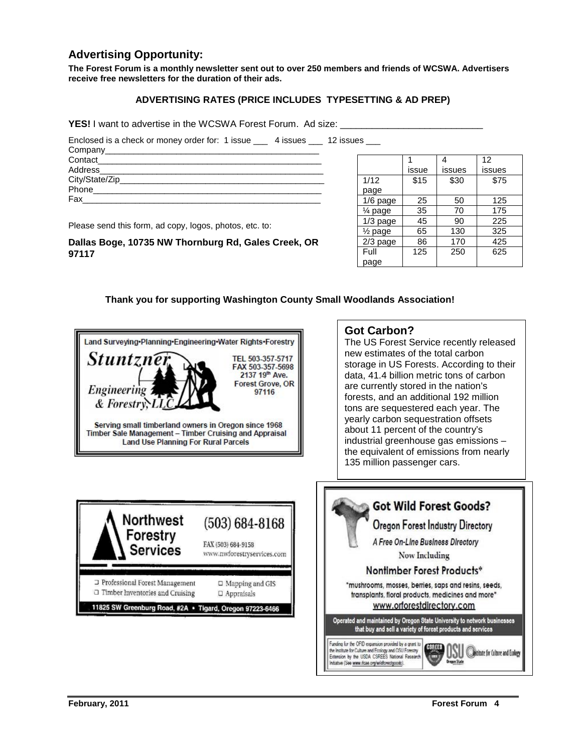## Advertising Opportunity:

**The Forest Forum is a monthly newsletter sent out to over 250 members and friends of WCSWA. Advertisers receive free newsletters for the duration of their ads.**

**ADVERTISING RATES (PRICE INCLUDES TYPESETTING & AD PREP)**

**YES!** I want to advertise in the WCSWA Forest Forum. Ad size: ___________________________

Enclosed is a check or money order for: 1 issue ___ 4 issues ___ 12 issues ___

Company_______________________________________________

Contact_______________________________________________

Address_______________________________________________

City/State/Zip_________________________________________

Phone________________________________________________

Fax__________________________________________________

| | 1 issue | 4 issues | 12 issues |
|---|---|---|---|
| 1/12 page | $15 | $30 | $75 |
| 1/6 page | 25 | 50 | 125 |
| ¼ page | 35 | 70 | 175 |
| 1/3 page | 45 | 90 | 225 |
| ½ page | 65 | 130 | 325 |
| 2/3 page | 86 | 170 | 425 |
| Full page | 125 | 250 | 625 |

Please send this form, ad copy, logos, photos, etc. to:

**Dallas Boge, 10735 NW Thornburg Rd, Gales Creek, OR 97117**

**Thank you for supporting Washington County Small Woodlands Association!**

Land Surveying•Planning•Engineering•Water Rights•Forestry

*Stuntzner Engineering & Forestry, LLC*

TEL 503-357-5717
FAX 503-357-5698
2137 19th Ave.
Forest Grove, OR 97116

Serving small timberland owners in Oregon since 1968
Timber Sale Management – Timber Cruising and Appraisal
Land Use Planning For Rural Parcels

### Got Carbon?

The US Forest Service recently released new estimates of the total carbon storage in US Forests. According to their data, 41.4 billion metric tons of carbon are currently stored in the nation's forests, and an additional 192 million tons are sequestered each year. The yearly carbon sequestration offsets about 11 percent of the country's industrial greenhouse gas emissions – the equivalent of emissions from nearly 135 million passenger cars.

**Northwest Forestry Services**

(503) 684-8168
FAX (503) 684-9158
www.nwforestryservices.com

- Professional Forest Management
- Timber Inventories and Cruising
- Mapping and GIS
- Appraisals

11825 SW Greenburg Road, #2A • Tigard, Oregon 97223-6466

**Got Wild Forest Goods?**

Oregon Forest Industry Directory

*A Free On-Line Business Directory*

Now Including

Nontimber Forest Products*

*mushrooms, mosses, berries, saps and resins, seeds, transplants, floral products, medicines and more*

www.orforestdirectory.com

Operated and maintained by Oregon State University to network businesses that buy and sell a variety of forest products and services

Funding for the OFID expansion provided by a grant to the Institute for Culture and Ecology and OSU Forestry Extension by the USDA CSREES National Research Initiative (See www.ifcae.org/wildforestgoods).

CSREES OSU Oregon State Institute for Culture and Ecology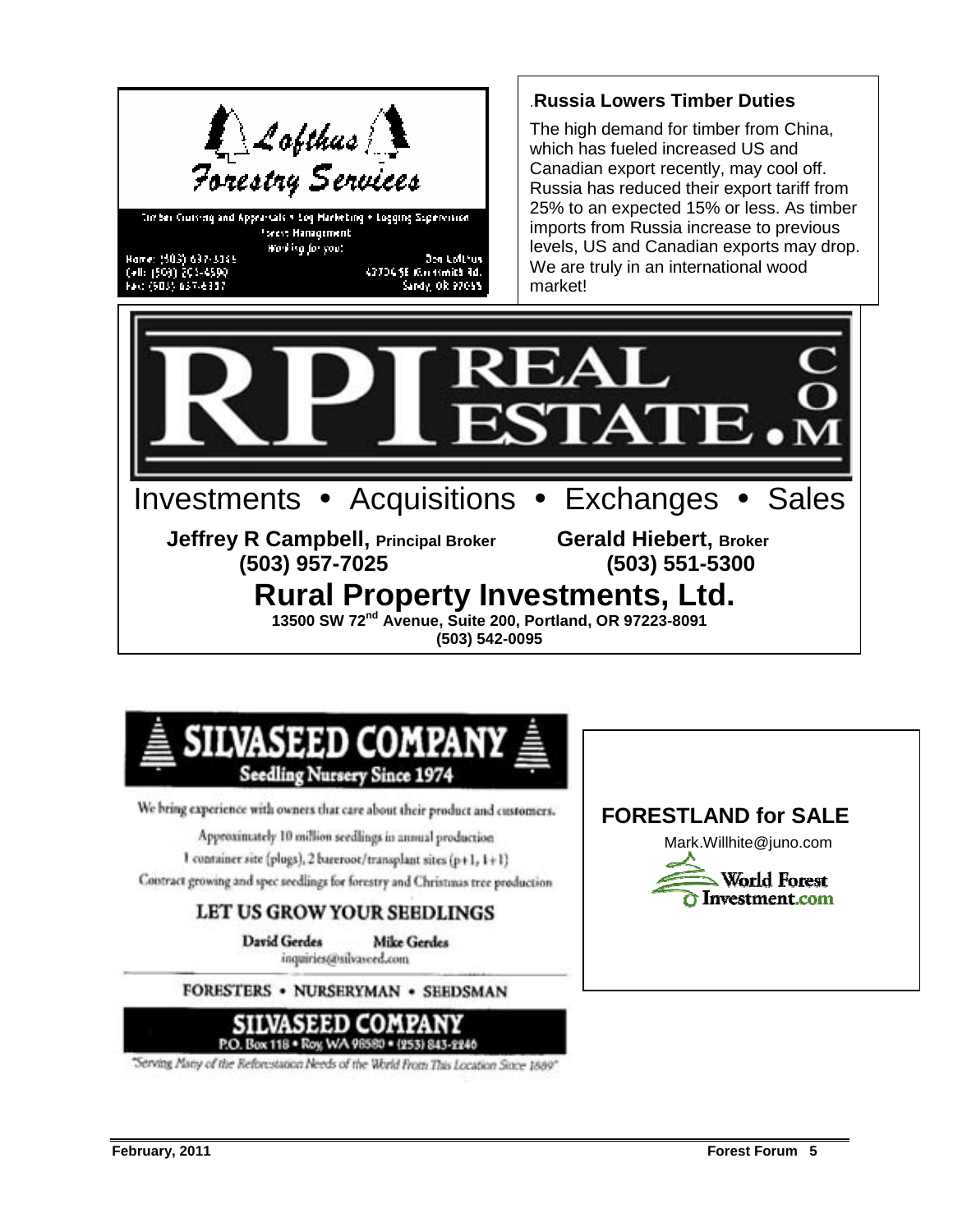Lofthus Forestry Services

Timber Cruising and Appraisals • Log Marketing • Logging Supervision
Forest Management
Working for you!

Home: (503) 637-3335
Cell: (503) 201-4590
Fax: (503) 637-3337

Dan Lofthus
42726 SE Goldsmith Rd.
Sandy, OR 97055

### Russia Lowers Timber Duties

The high demand for timber from China, which has fueled increased US and Canadian export recently, may cool off. Russia has reduced their export tariff from 25% to an expected 15% or less. As timber imports from Russia increase to previous levels, US and Canadian exports may drop. We are truly in an international wood market!

# RPI REAL ESTATE.COM

Investments • Acquisitions • Exchanges • Sales

**Jeffrey R Campbell, Principal Broker** **(503) 957-7025**

**Gerald Hiebert, Broker** **(503) 551-5300**

## Rural Property Investments, Ltd.

**13500 SW 72nd Avenue, Suite 200, Portland, OR 97223-8091**
**(503) 542-0095**

## SILVASEED COMPANY

Seedling Nursery Since 1974

We bring experience with owners that care about their product and customers.

Approximately 10 million seedlings in annual production

1 container site (plugs), 2 bareroot/transplant sites (p+1, 1+1)

Contract growing and spec seedlings for forestry and Christmas tree production

### LET US GROW YOUR SEEDLINGS

David Gerdes    Mike Gerdes
inquiries@silvaseed.com

FORESTERS • NURSERYMAN • SEEDSMAN

SILVASEED COMPANY
P.O. Box 118 • Roy, WA 98580 • (253) 843-2246

"Serving Many of the Reforestation Needs of the World From This Location Since 1889"

## FORESTLAND for SALE

Mark.Willhite@juno.com

World Forest Investment.com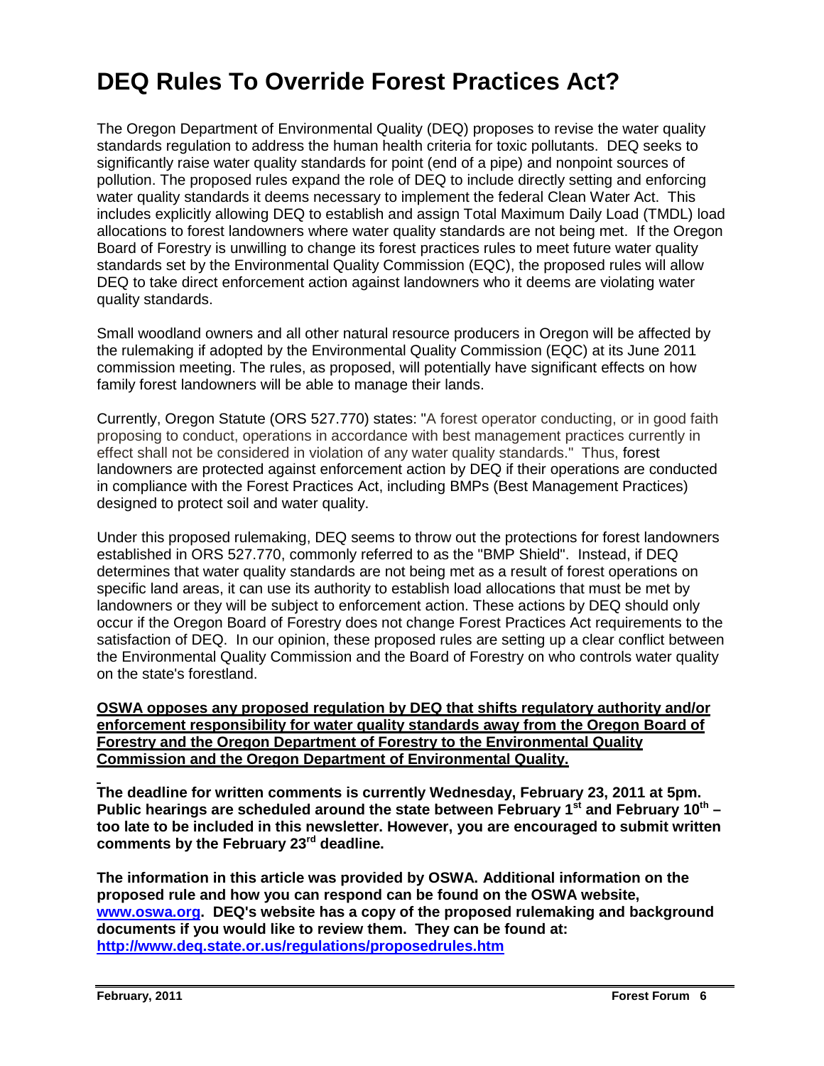# DEQ Rules To Override Forest Practices Act?

The Oregon Department of Environmental Quality (DEQ) proposes to revise the water quality standards regulation to address the human health criteria for toxic pollutants. DEQ seeks to significantly raise water quality standards for point (end of a pipe) and nonpoint sources of pollution. The proposed rules expand the role of DEQ to include directly setting and enforcing water quality standards it deems necessary to implement the federal Clean Water Act. This includes explicitly allowing DEQ to establish and assign Total Maximum Daily Load (TMDL) load allocations to forest landowners where water quality standards are not being met. If the Oregon Board of Forestry is unwilling to change its forest practices rules to meet future water quality standards set by the Environmental Quality Commission (EQC), the proposed rules will allow DEQ to take direct enforcement action against landowners who it deems are violating water quality standards.

Small woodland owners and all other natural resource producers in Oregon will be affected by the rulemaking if adopted by the Environmental Quality Commission (EQC) at its June 2011 commission meeting. The rules, as proposed, will potentially have significant effects on how family forest landowners will be able to manage their lands.

Currently, Oregon Statute (ORS 527.770) states: "A forest operator conducting, or in good faith proposing to conduct, operations in accordance with best management practices currently in effect shall not be considered in violation of any water quality standards." Thus, forest landowners are protected against enforcement action by DEQ if their operations are conducted in compliance with the Forest Practices Act, including BMPs (Best Management Practices) designed to protect soil and water quality.

Under this proposed rulemaking, DEQ seems to throw out the protections for forest landowners established in ORS 527.770, commonly referred to as the "BMP Shield". Instead, if DEQ determines that water quality standards are not being met as a result of forest operations on specific land areas, it can use its authority to establish load allocations that must be met by landowners or they will be subject to enforcement action. These actions by DEQ should only occur if the Oregon Board of Forestry does not change Forest Practices Act requirements to the satisfaction of DEQ. In our opinion, these proposed rules are setting up a clear conflict between the Environmental Quality Commission and the Board of Forestry on who controls water quality on the state's forestland.

**OSWA opposes any proposed regulation by DEQ that shifts regulatory authority and/or enforcement responsibility for water quality standards away from the Oregon Board of Forestry and the Oregon Department of Forestry to the Environmental Quality Commission and the Oregon Department of Environmental Quality.**

**The deadline for written comments is currently Wednesday, February 23, 2011 at 5pm. Public hearings are scheduled around the state between February 1st and February 10th – too late to be included in this newsletter. However, you are encouraged to submit written comments by the February 23rd deadline.**

**The information in this article was provided by OSWA. Additional information on the proposed rule and how you can respond can be found on the OSWA website, www.oswa.org. DEQ's website has a copy of the proposed rulemaking and background documents if you would like to review them. They can be found at: http://www.deq.state.or.us/regulations/proposedrules.htm**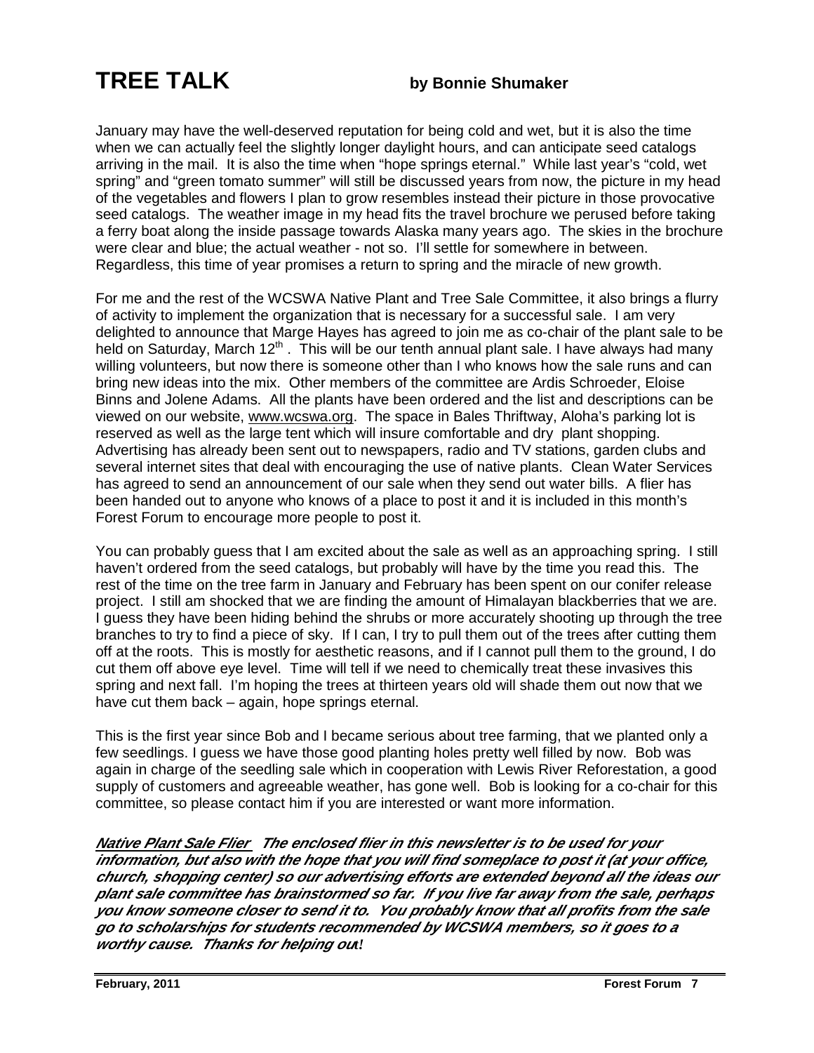# TREE TALK

**by Bonnie Shumaker**

January may have the well-deserved reputation for being cold and wet, but it is also the time when we can actually feel the slightly longer daylight hours, and can anticipate seed catalogs arriving in the mail. It is also the time when "hope springs eternal." While last year's "cold, wet spring" and "green tomato summer" will still be discussed years from now, the picture in my head of the vegetables and flowers I plan to grow resembles instead their picture in those provocative seed catalogs. The weather image in my head fits the travel brochure we perused before taking a ferry boat along the inside passage towards Alaska many years ago. The skies in the brochure were clear and blue; the actual weather - not so. I'll settle for somewhere in between. Regardless, this time of year promises a return to spring and the miracle of new growth.

For me and the rest of the WCSWA Native Plant and Tree Sale Committee, it also brings a flurry of activity to implement the organization that is necessary for a successful sale. I am very delighted to announce that Marge Hayes has agreed to join me as co-chair of the plant sale to be held on Saturday, March 12th . This will be our tenth annual plant sale. I have always had many willing volunteers, but now there is someone other than I who knows how the sale runs and can bring new ideas into the mix. Other members of the committee are Ardis Schroeder, Eloise Binns and Jolene Adams. All the plants have been ordered and the list and descriptions can be viewed on our website, www.wcswa.org. The space in Bales Thriftway, Aloha's parking lot is reserved as well as the large tent which will insure comfortable and dry plant shopping. Advertising has already been sent out to newspapers, radio and TV stations, garden clubs and several internet sites that deal with encouraging the use of native plants. Clean Water Services has agreed to send an announcement of our sale when they send out water bills. A flier has been handed out to anyone who knows of a place to post it and it is included in this month's Forest Forum to encourage more people to post it.

You can probably guess that I am excited about the sale as well as an approaching spring. I still haven't ordered from the seed catalogs, but probably will have by the time you read this. The rest of the time on the tree farm in January and February has been spent on our conifer release project. I still am shocked that we are finding the amount of Himalayan blackberries that we are. I guess they have been hiding behind the shrubs or more accurately shooting up through the tree branches to try to find a piece of sky. If I can, I try to pull them out of the trees after cutting them off at the roots. This is mostly for aesthetic reasons, and if I cannot pull them to the ground, I do cut them off above eye level. Time will tell if we need to chemically treat these invasives this spring and next fall. I'm hoping the trees at thirteen years old will shade them out now that we have cut them back – again, hope springs eternal.

This is the first year since Bob and I became serious about tree farming, that we planted only a few seedlings. I guess we have those good planting holes pretty well filled by now. Bob was again in charge of the seedling sale which in cooperation with Lewis River Reforestation, a good supply of customers and agreeable weather, has gone well. Bob is looking for a co-chair for this committee, so please contact him if you are interested or want more information.

***Native Plant Sale Flier*** ***The enclosed flier in this newsletter is to be used for your information, but also with the hope that you will find someplace to post it (at your office, church, shopping center) so our advertising efforts are extended beyond all the ideas our plant sale committee has brainstormed so far. If you live far away from the sale, perhaps you know someone closer to send it to. You probably know that all profits from the sale go to scholarships for students recommended by WCSWA members, so it goes to a worthy cause. Thanks for helping out!***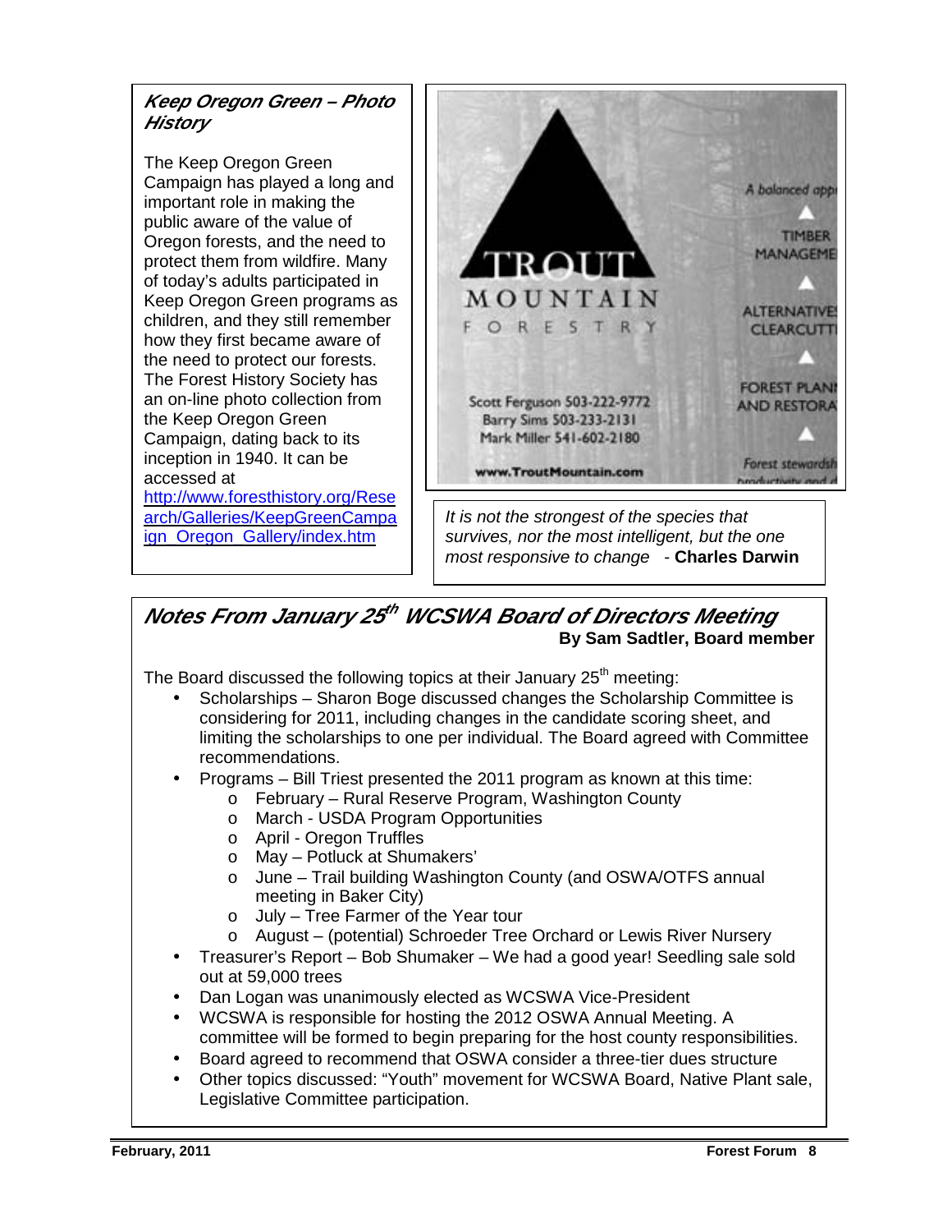### *Keep Oregon Green – Photo History*

The Keep Oregon Green Campaign has played a long and important role in making the public aware of the value of Oregon forests, and the need to protect them from wildfire. Many of today's adults participated in Keep Oregon Green programs as children, and they still remember how they first became aware of the need to protect our forests. The Forest History Society has an on-line photo collection from the Keep Oregon Green Campaign, dating back to its inception in 1940. It can be accessed at http://www.foresthistory.org/Research/Galleries/KeepGreenCampaign_Oregon_Gallery/index.htm

TROUT MOUNTAIN FORESTRY

Scott Ferguson 503-222-9772
Barry Sims 503-233-2131
Mark Miller 541-602-2180

www.TroutMountain.com

A balanced app...

TIMBER MANAGEME...

ALTERNATIVE... CLEARCUTT...

FOREST PLAN... AND RESTORA...

Forest stewardsh... productivity and d...

*It is not the strongest of the species that survives, nor the most intelligent, but the one most responsive to change* - **Charles Darwin**

## *Notes From January 25th WCSWA Board of Directors Meeting*

**By Sam Sadtler, Board member**

The Board discussed the following topics at their January 25th meeting:

- Scholarships – Sharon Boge discussed changes the Scholarship Committee is considering for 2011, including changes in the candidate scoring sheet, and limiting the scholarships to one per individual. The Board agreed with Committee recommendations.
- Programs – Bill Triest presented the 2011 program as known at this time:
  - February – Rural Reserve Program, Washington County
  - March - USDA Program Opportunities
  - April - Oregon Truffles
  - May – Potluck at Shumakers'
  - June – Trail building Washington County (and OSWA/OTFS annual meeting in Baker City)
  - July – Tree Farmer of the Year tour
  - August – (potential) Schroeder Tree Orchard or Lewis River Nursery
- Treasurer's Report – Bob Shumaker – We had a good year! Seedling sale sold out at 59,000 trees
- Dan Logan was unanimously elected as WCSWA Vice-President
- WCSWA is responsible for hosting the 2012 OSWA Annual Meeting. A committee will be formed to begin preparing for the host county responsibilities.
- Board agreed to recommend that OSWA consider a three-tier dues structure
- Other topics discussed: "Youth" movement for WCSWA Board, Native Plant sale, Legislative Committee participation.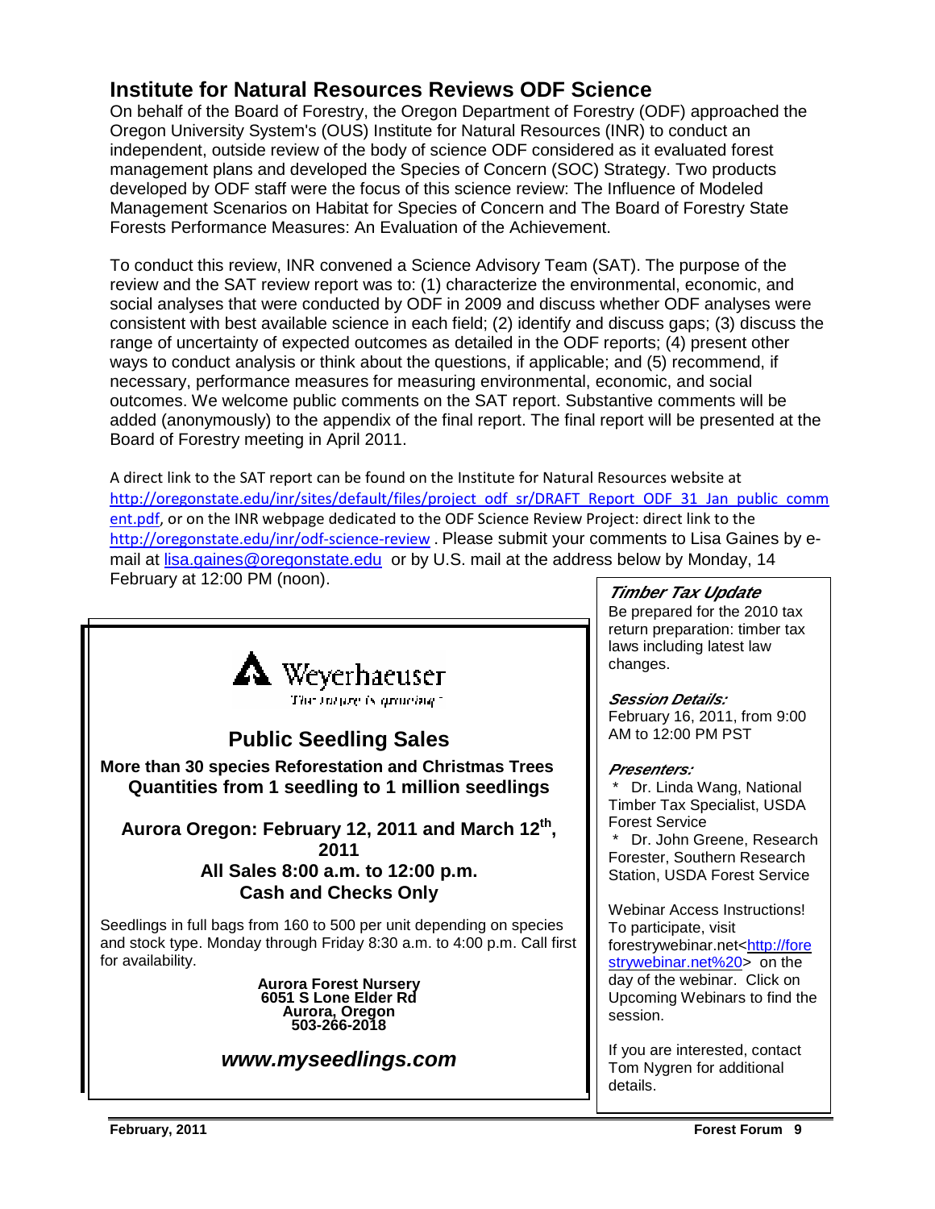## Institute for Natural Resources Reviews ODF Science

On behalf of the Board of Forestry, the Oregon Department of Forestry (ODF) approached the Oregon University System's (OUS) Institute for Natural Resources (INR) to conduct an independent, outside review of the body of science ODF considered as it evaluated forest management plans and developed the Species of Concern (SOC) Strategy. Two products developed by ODF staff were the focus of this science review: The Influence of Modeled Management Scenarios on Habitat for Species of Concern and The Board of Forestry State Forests Performance Measures: An Evaluation of the Achievement.

To conduct this review, INR convened a Science Advisory Team (SAT). The purpose of the review and the SAT review report was to: (1) characterize the environmental, economic, and social analyses that were conducted by ODF in 2009 and discuss whether ODF analyses were consistent with best available science in each field; (2) identify and discuss gaps; (3) discuss the range of uncertainty of expected outcomes as detailed in the ODF reports; (4) present other ways to conduct analysis or think about the questions, if applicable; and (5) recommend, if necessary, performance measures for measuring environmental, economic, and social outcomes. We welcome public comments on the SAT report. Substantive comments will be added (anonymously) to the appendix of the final report. The final report will be presented at the Board of Forestry meeting in April 2011.

A direct link to the SAT report can be found on the Institute for Natural Resources website at http://oregonstate.edu/inr/sites/default/files/project_odf_sr/DRAFT_Report_ODF_31_Jan_public_comment.pdf, or on the INR webpage dedicated to the ODF Science Review Project: direct link to the http://oregonstate.edu/inr/odf-science-review . Please submit your comments to Lisa Gaines by e-mail at lisa.gaines@oregonstate.edu or by U.S. mail at the address below by Monday, 14 February at 12:00 PM (noon).

---

Weyerhaeuser
The future is growing

### Public Seedling Sales

**More than 30 species Reforestation and Christmas Trees**
**Quantities from 1 seedling to 1 million seedlings**

**Aurora Oregon: February 12, 2011 and March 12th, 2011**
**All Sales 8:00 a.m. to 12:00 p.m.**
**Cash and Checks Only**

Seedlings in full bags from 160 to 500 per unit depending on species and stock type. Monday through Friday 8:30 a.m. to 4:00 p.m. Call first for availability.

**Aurora Forest Nursery**
**6051 S Lone Elder Rd**
**Aurora, Oregon**
**503-266-2018**

***www.myseedlings.com***

---

***Timber Tax Update***

Be prepared for the 2010 tax return preparation: timber tax laws including latest law changes.

***Session Details:***

February 16, 2011, from 9:00 AM to 12:00 PM PST

***Presenters:***

* Dr. Linda Wang, National Timber Tax Specialist, USDA Forest Service
* Dr. John Greene, Research Forester, Southern Research Station, USDA Forest Service

Webinar Access Instructions! To participate, visit forestrywebinar.net<http://forestrywebinar.net%20> on the day of the webinar. Click on Upcoming Webinars to find the session.

If you are interested, contact Tom Nygren for additional details.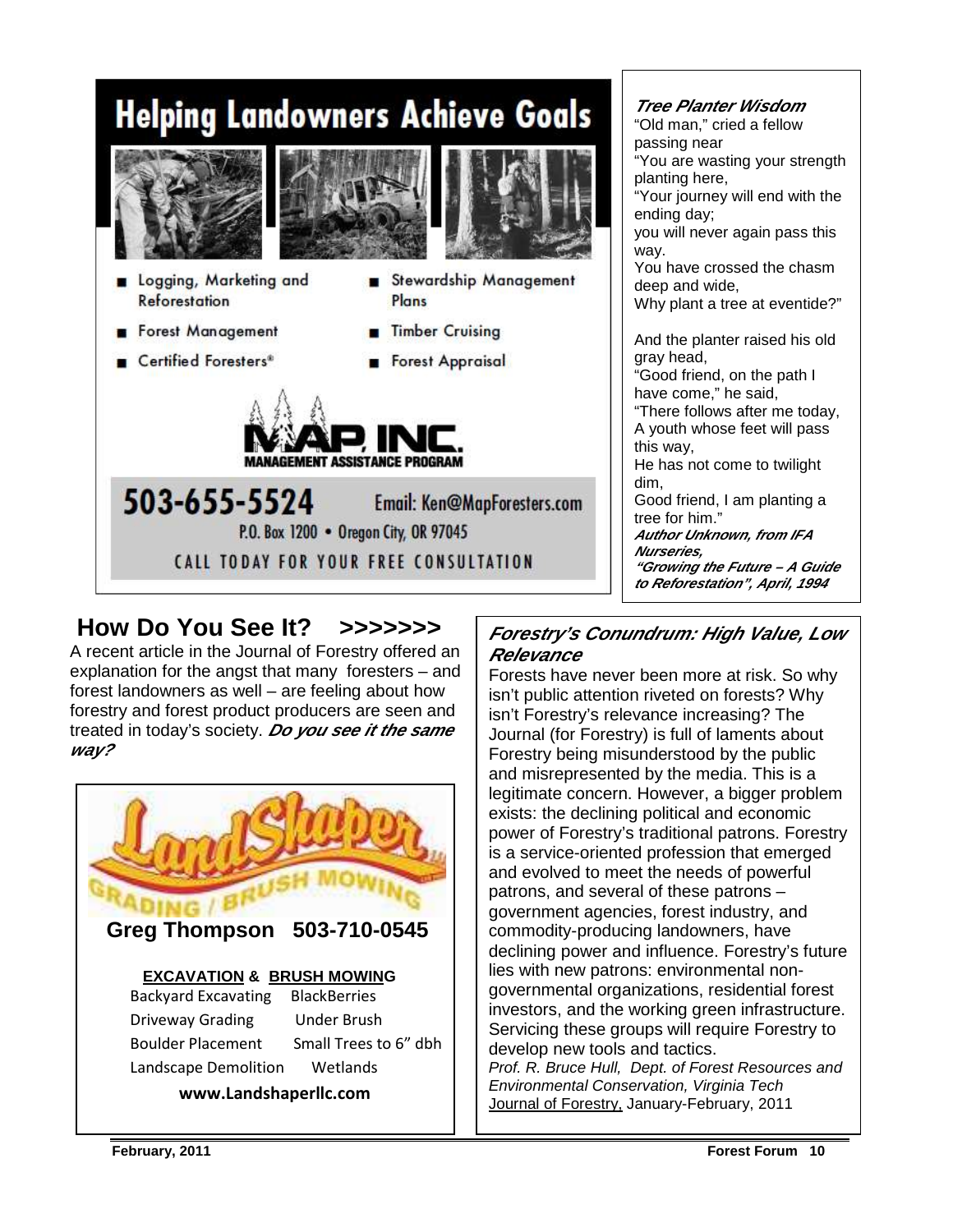# Helping Landowners Achieve Goals

- Logging, Marketing and Reforestation
- Forest Management
- Certified Foresters®
- Stewardship Management Plans
- Timber Cruising
- Forest Appraisal

**MAP, INC.**
**MANAGEMENT ASSISTANCE PROGRAM**

**503-655-5524** Email: Ken@MapForesters.com

P.O. Box 1200 • Oregon City, OR 97045

CALL TODAY FOR YOUR FREE CONSULTATION

***Tree Planter Wisdom***

"Old man," cried a fellow passing near
"You are wasting your strength planting here,
"Your journey will end with the ending day;
you will never again pass this way.
You have crossed the chasm deep and wide,
Why plant a tree at eventide?"

And the planter raised his old gray head,
"Good friend, on the path I have come," he said,
"There follows after me today,
A youth whose feet will pass this way,
He has not come to twilight dim,
Good friend, I am planting a tree for him."

***Author Unknown, from IFA Nurseries, "Growing the Future – A Guide to Reforestation", April, 1994***

## How Do You See It? >>>>>>>

A recent article in the Journal of Forestry offered an explanation for the angst that many foresters – and forest landowners as well – are feeling about how forestry and forest product producers are seen and treated in today's society. ***Do you see it the same way?***

### *Forestry's Conundrum: High Value, Low Relevance*

Forests have never been more at risk. So why isn't public attention riveted on forests? Why isn't Forestry's relevance increasing? The Journal (for Forestry) is full of laments about Forestry being misunderstood by the public and misrepresented by the media. This is a legitimate concern. However, a bigger problem exists: the declining political and economic power of Forestry's traditional patrons. Forestry is a service-oriented profession that emerged and evolved to meet the needs of powerful patrons, and several of these patrons – government agencies, forest industry, and commodity-producing landowners, have declining power and influence. Forestry's future lies with new patrons: environmental non-governmental organizations, residential forest investors, and the working green infrastructure. Servicing these groups will require Forestry to develop new tools and tactics.

*Prof. R. Bruce Hull, Dept. of Forest Resources and Environmental Conservation, Virginia Tech*
Journal of Forestry, January-February, 2011

**LandShaper**
GRADING / BRUSH MOWING

**Greg Thompson 503-710-0545**

**EXCAVATION & BRUSH MOWING**

| | |
|---|---|
| Backyard Excavating | BlackBerries |
| Driveway Grading | Under Brush |
| Boulder Placement | Small Trees to 6" dbh |
| Landscape Demolition | Wetlands |

**www.Landshaperllc.com**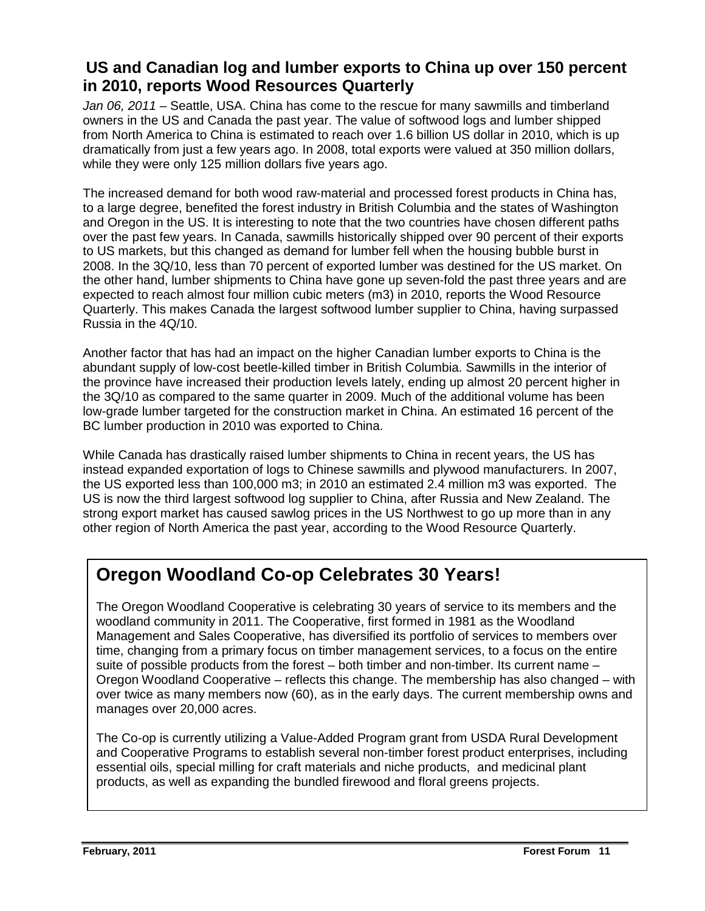## US and Canadian log and lumber exports to China up over 150 percent in 2010, reports Wood Resources Quarterly

*Jan 06, 2011* – Seattle, USA. China has come to the rescue for many sawmills and timberland owners in the US and Canada the past year. The value of softwood logs and lumber shipped from North America to China is estimated to reach over 1.6 billion US dollar in 2010, which is up dramatically from just a few years ago. In 2008, total exports were valued at 350 million dollars, while they were only 125 million dollars five years ago.

The increased demand for both wood raw-material and processed forest products in China has, to a large degree, benefited the forest industry in British Columbia and the states of Washington and Oregon in the US. It is interesting to note that the two countries have chosen different paths over the past few years. In Canada, sawmills historically shipped over 90 percent of their exports to US markets, but this changed as demand for lumber fell when the housing bubble burst in 2008. In the 3Q/10, less than 70 percent of exported lumber was destined for the US market. On the other hand, lumber shipments to China have gone up seven-fold the past three years and are expected to reach almost four million cubic meters (m3) in 2010, reports the Wood Resource Quarterly. This makes Canada the largest softwood lumber supplier to China, having surpassed Russia in the 4Q/10.

Another factor that has had an impact on the higher Canadian lumber exports to China is the abundant supply of low-cost beetle-killed timber in British Columbia. Sawmills in the interior of the province have increased their production levels lately, ending up almost 20 percent higher in the 3Q/10 as compared to the same quarter in 2009. Much of the additional volume has been low-grade lumber targeted for the construction market in China. An estimated 16 percent of the BC lumber production in 2010 was exported to China.

While Canada has drastically raised lumber shipments to China in recent years, the US has instead expanded exportation of logs to Chinese sawmills and plywood manufacturers. In 2007, the US exported less than 100,000 m3; in 2010 an estimated 2.4 million m3 was exported. The US is now the third largest softwood log supplier to China, after Russia and New Zealand. The strong export market has caused sawlog prices in the US Northwest to go up more than in any other region of North America the past year, according to the Wood Resource Quarterly.

## Oregon Woodland Co-op Celebrates 30 Years!

The Oregon Woodland Cooperative is celebrating 30 years of service to its members and the woodland community in 2011. The Cooperative, first formed in 1981 as the Woodland Management and Sales Cooperative, has diversified its portfolio of services to members over time, changing from a primary focus on timber management services, to a focus on the entire suite of possible products from the forest – both timber and non-timber. Its current name – Oregon Woodland Cooperative – reflects this change. The membership has also changed – with over twice as many members now (60), as in the early days. The current membership owns and manages over 20,000 acres.

The Co-op is currently utilizing a Value-Added Program grant from USDA Rural Development and Cooperative Programs to establish several non-timber forest product enterprises, including essential oils, special milling for craft materials and niche products, and medicinal plant products, as well as expanding the bundled firewood and floral greens projects.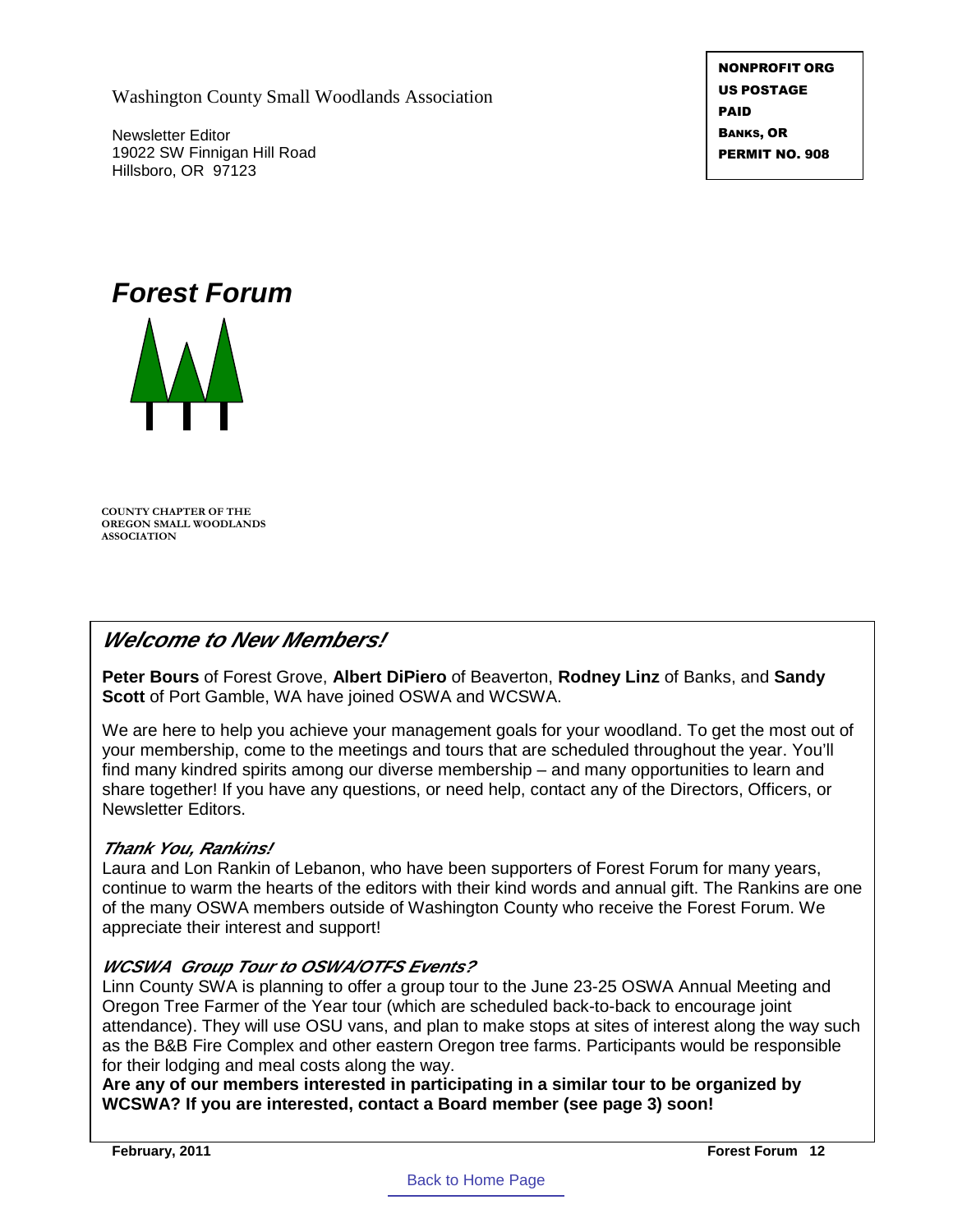Washington County Small Woodlands Association

Newsletter Editor
19022 SW Finnigan Hill Road
Hillsboro, OR 97123

NONPROFIT ORG
US POSTAGE
PAID
BANKS, OR
PERMIT NO. 908

# *Forest Forum*

COUNTY CHAPTER OF THE OREGON SMALL WOODLANDS ASSOCIATION

## *Welcome to New Members!*

**Peter Bours** of Forest Grove, **Albert DiPiero** of Beaverton, **Rodney Linz** of Banks, and **Sandy Scott** of Port Gamble, WA have joined OSWA and WCSWA.

We are here to help you achieve your management goals for your woodland. To get the most out of your membership, come to the meetings and tours that are scheduled throughout the year. You'll find many kindred spirits among our diverse membership – and many opportunities to learn and share together! If you have any questions, or need help, contact any of the Directors, Officers, or Newsletter Editors.

### *Thank You, Rankins!*

Laura and Lon Rankin of Lebanon, who have been supporters of Forest Forum for many years, continue to warm the hearts of the editors with their kind words and annual gift. The Rankins are one of the many OSWA members outside of Washington County who receive the Forest Forum. We appreciate their interest and support!

### *WCSWA Group Tour to OSWA/OTFS Events?*

Linn County SWA is planning to offer a group tour to the June 23-25 OSWA Annual Meeting and Oregon Tree Farmer of the Year tour (which are scheduled back-to-back to encourage joint attendance). They will use OSU vans, and plan to make stops at sites of interest along the way such as the B&B Fire Complex and other eastern Oregon tree farms. Participants would be responsible for their lodging and meal costs along the way.

**Are any of our members interested in participating in a similar tour to be organized by WCSWA? If you are interested, contact a Board member (see page 3) soon!**

Back to Home Page